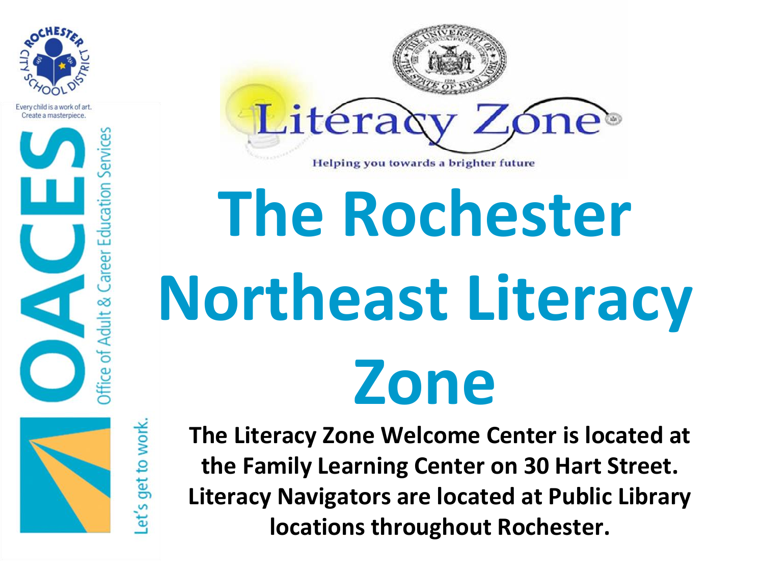Every child is a work of art. Create a masterpiece.

OACES Office of Adult & Career Education Services

Let's get to work.

Literacy Zone

Helping you towards a brighter future

# The Rochester Northeast Literacy Zone

**The Literacy Zone Welcome Center is located at the Family Learning Center on 30 Hart Street. Literacy Navigators are located at Public Library locations throughout Rochester.**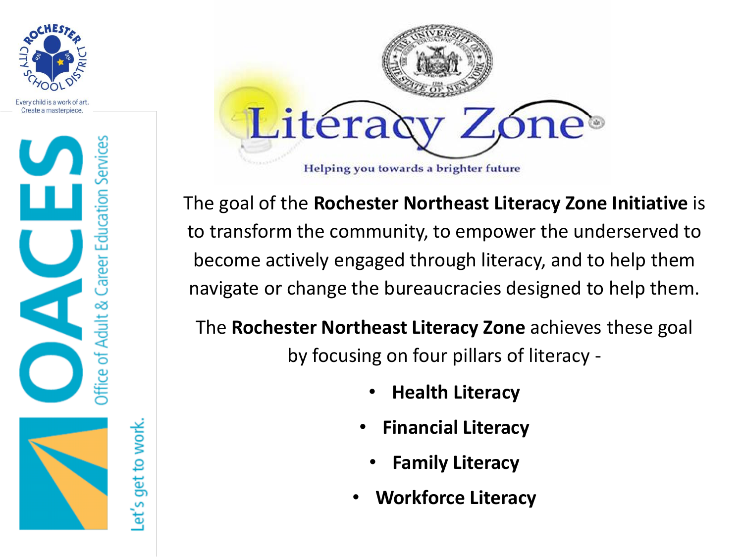# Literacy Zone

Helping you towards a brighter future

The goal of the **Rochester Northeast Literacy Zone Initiative** is to transform the community, to empower the underserved to become actively engaged through literacy, and to help them navigate or change the bureaucracies designed to help them.

The **Rochester Northeast Literacy Zone** achieves these goal by focusing on four pillars of literacy -

- **Health Literacy**
- **Financial Literacy**
- **Family Literacy**
- **Workforce Literacy**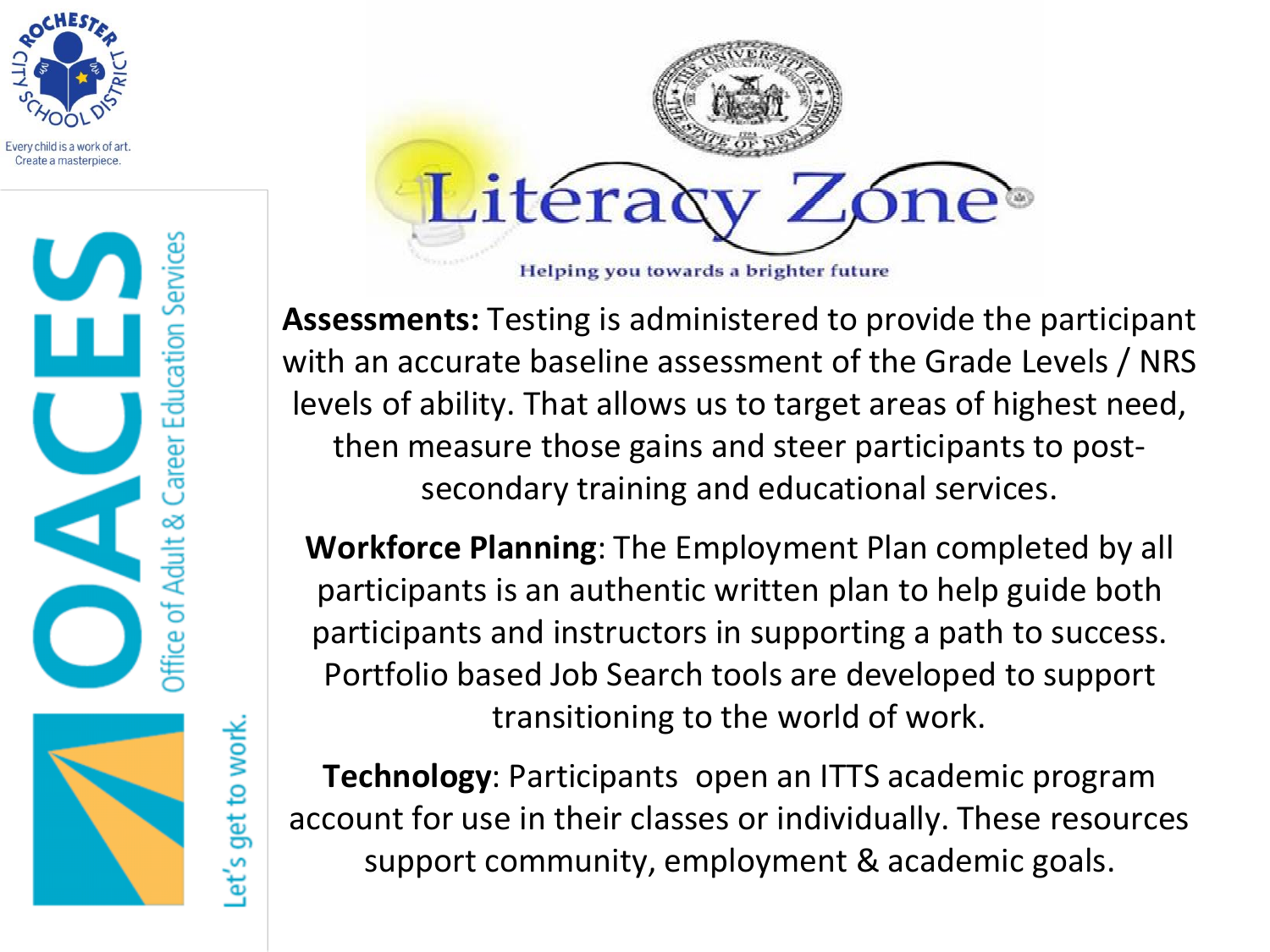Rochester City School District

Every child is a work of art. Create a masterpiece.

OACES Office of Adult & Career Education Services

Let's get to work.

# Literacy Zone

Helping you towards a brighter future

**Assessments:** Testing is administered to provide the participant with an accurate baseline assessment of the Grade Levels / NRS levels of ability. That allows us to target areas of highest need, then measure those gains and steer participants to post-secondary training and educational services.

**Workforce Planning**: The Employment Plan completed by all participants is an authentic written plan to help guide both participants and instructors in supporting a path to success. Portfolio based Job Search tools are developed to support transitioning to the world of work.

**Technology**: Participants open an ITTS academic program account for use in their classes or individually. These resources support community, employment & academic goals.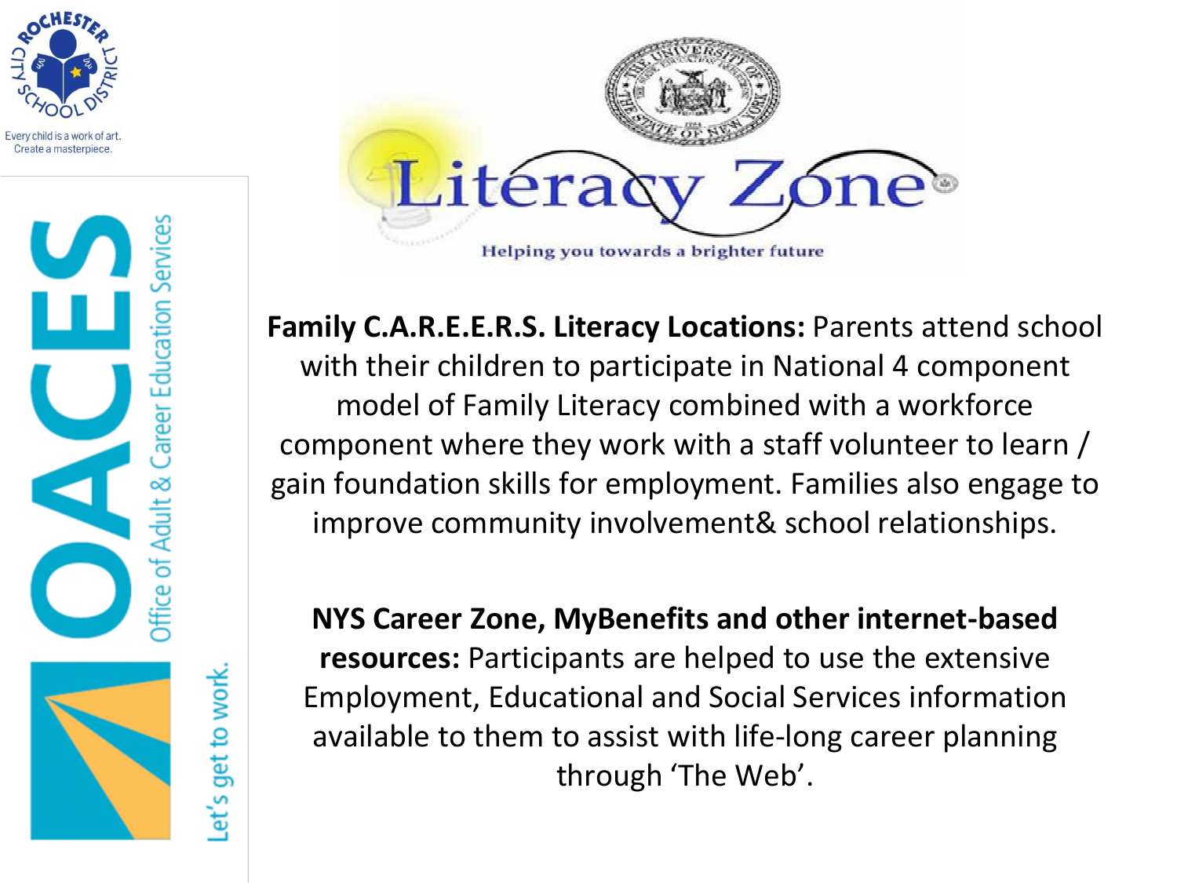Rochester City School District

Every child is a work of art. Create a masterpiece.

OACES Office of Adult & Career Education Services

Let's get to work.

Literacy Zone

Helping you towards a brighter future

**Family C.A.R.E.E.R.S. Literacy Locations:** Parents attend school with their children to participate in National 4 component model of Family Literacy combined with a workforce component where they work with a staff volunteer to learn / gain foundation skills for employment. Families also engage to improve community involvement& school relationships.

**NYS Career Zone, MyBenefits and other internet-based resources:** Participants are helped to use the extensive Employment, Educational and Social Services information available to them to assist with life-long career planning through 'The Web'.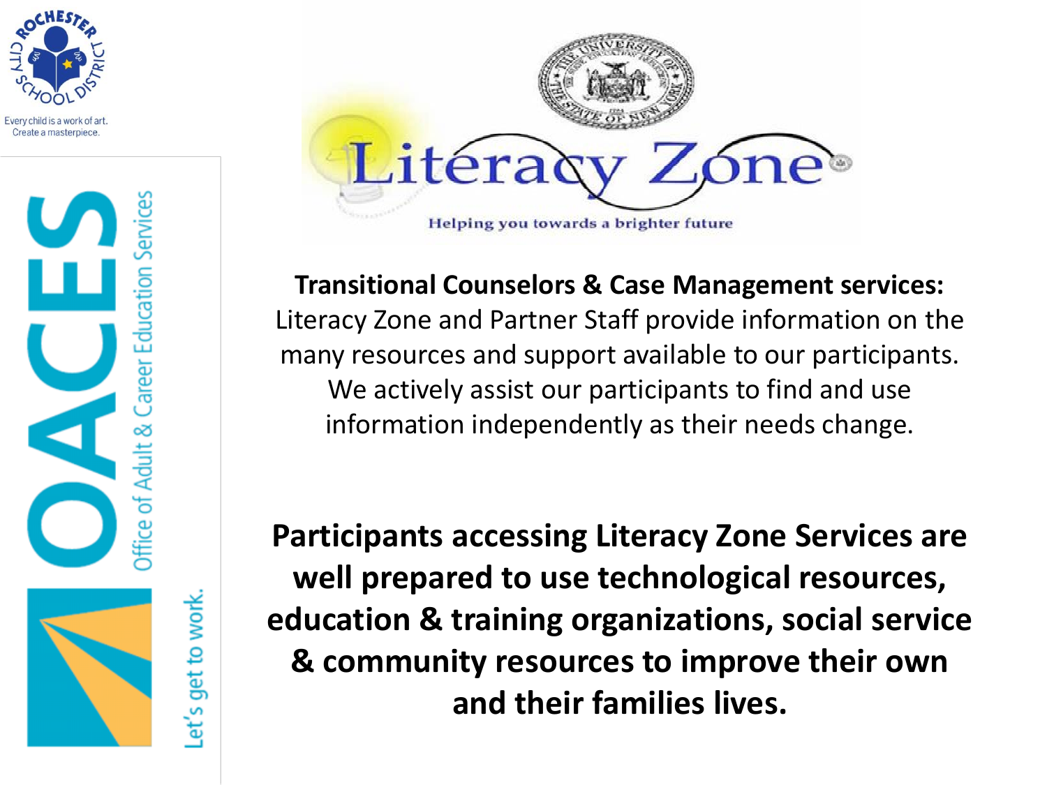Every child is a work of art. Create a masterpiece.

OACES

Office of Adult & Career Education Services

Let's get to work.

# Literacy Zone

Helping you towards a brighter future

**Transitional Counselors & Case Management services:** Literacy Zone and Partner Staff provide information on the many resources and support available to our participants. We actively assist our participants to find and use information independently as their needs change.

**Participants accessing Literacy Zone Services are well prepared to use technological resources, education & training organizations, social service & community resources to improve their own and their families lives.**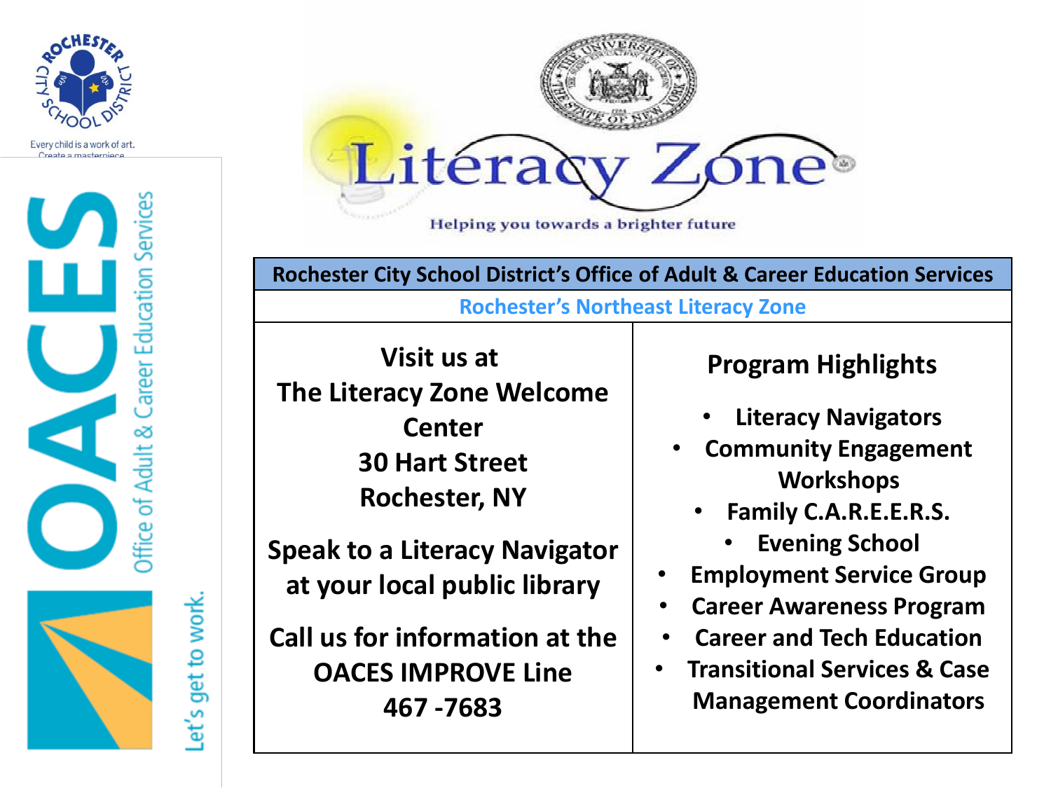Rochester City School District

Every child is a work of art. Create a masterpiece.

OACES

Office of Adult & Career Education Services

Let's get to work.

# Literacy Zone

Helping you towards a brighter future

## Rochester City School District's Office of Adult & Career Education Services

### Rochester's Northeast Literacy Zone

**Visit us at**
**The Literacy Zone Welcome Center**
**30 Hart Street**
**Rochester, NY**

**Speak to a Literacy Navigator at your local public library**

**Call us for information at the OACES IMPROVE Line**
**467 -7683**

### Program Highlights

- Literacy Navigators
- Community Engagement Workshops
- Family C.A.R.E.E.R.S.
- Evening School
- Employment Service Group
- Career Awareness Program
- Career and Tech Education
- Transitional Services & Case Management Coordinators